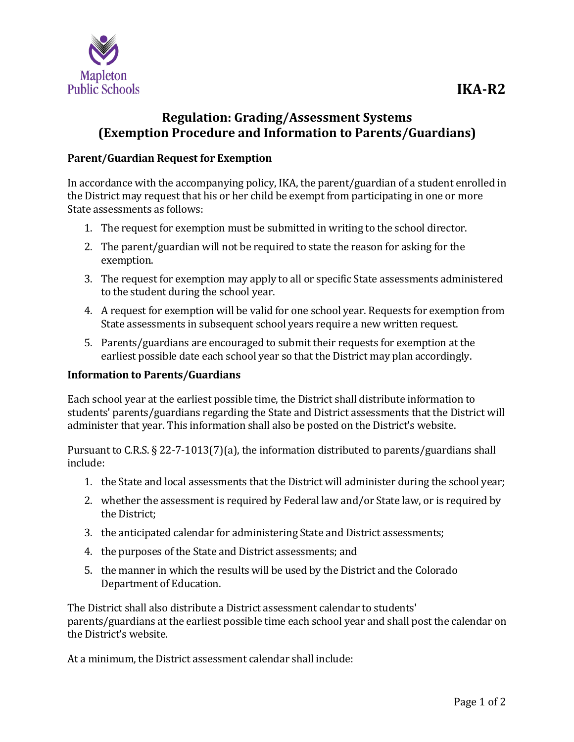Mapleton Public Schools

**IKA-R2**

# Regulation: Grading/Assessment Systems (Exemption Procedure and Information to Parents/Guardians)

## Parent/Guardian Request for Exemption

In accordance with the accompanying policy, IKA, the parent/guardian of a student enrolled in the District may request that his or her child be exempt from participating in one or more State assessments as follows:

1. The request for exemption must be submitted in writing to the school director.
2. The parent/guardian will not be required to state the reason for asking for the exemption.
3. The request for exemption may apply to all or specific State assessments administered to the student during the school year.
4. A request for exemption will be valid for one school year. Requests for exemption from State assessments in subsequent school years require a new written request.
5. Parents/guardians are encouraged to submit their requests for exemption at the earliest possible date each school year so that the District may plan accordingly.

## Information to Parents/Guardians

Each school year at the earliest possible time, the District shall distribute information to students' parents/guardians regarding the State and District assessments that the District will administer that year. This information shall also be posted on the District's website.

Pursuant to C.R.S. § 22-7-1013(7)(a), the information distributed to parents/guardians shall include:

1. the State and local assessments that the District will administer during the school year;
2. whether the assessment is required by Federal law and/or State law, or is required by the District;
3. the anticipated calendar for administering State and District assessments;
4. the purposes of the State and District assessments; and
5. the manner in which the results will be used by the District and the Colorado Department of Education.

The District shall also distribute a District assessment calendar to students' parents/guardians at the earliest possible time each school year and shall post the calendar on the District's website.

At a minimum, the District assessment calendar shall include: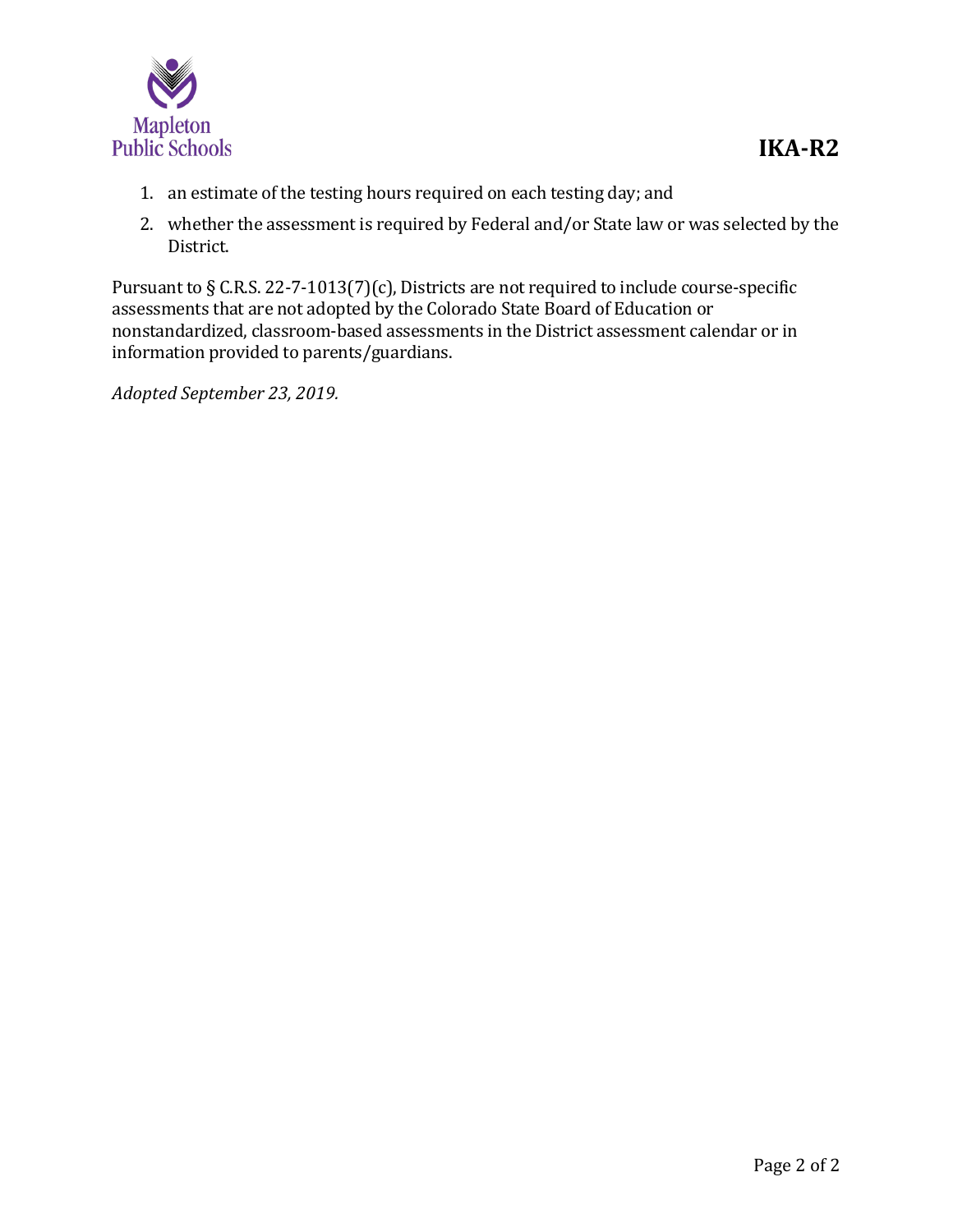1. an estimate of the testing hours required on each testing day; and
2. whether the assessment is required by Federal and/or State law or was selected by the District.

Pursuant to § C.R.S. 22-7-1013(7)(c), Districts are not required to include course-specific assessments that are not adopted by the Colorado State Board of Education or nonstandardized, classroom-based assessments in the District assessment calendar or in information provided to parents/guardians.

*Adopted September 23, 2019.*